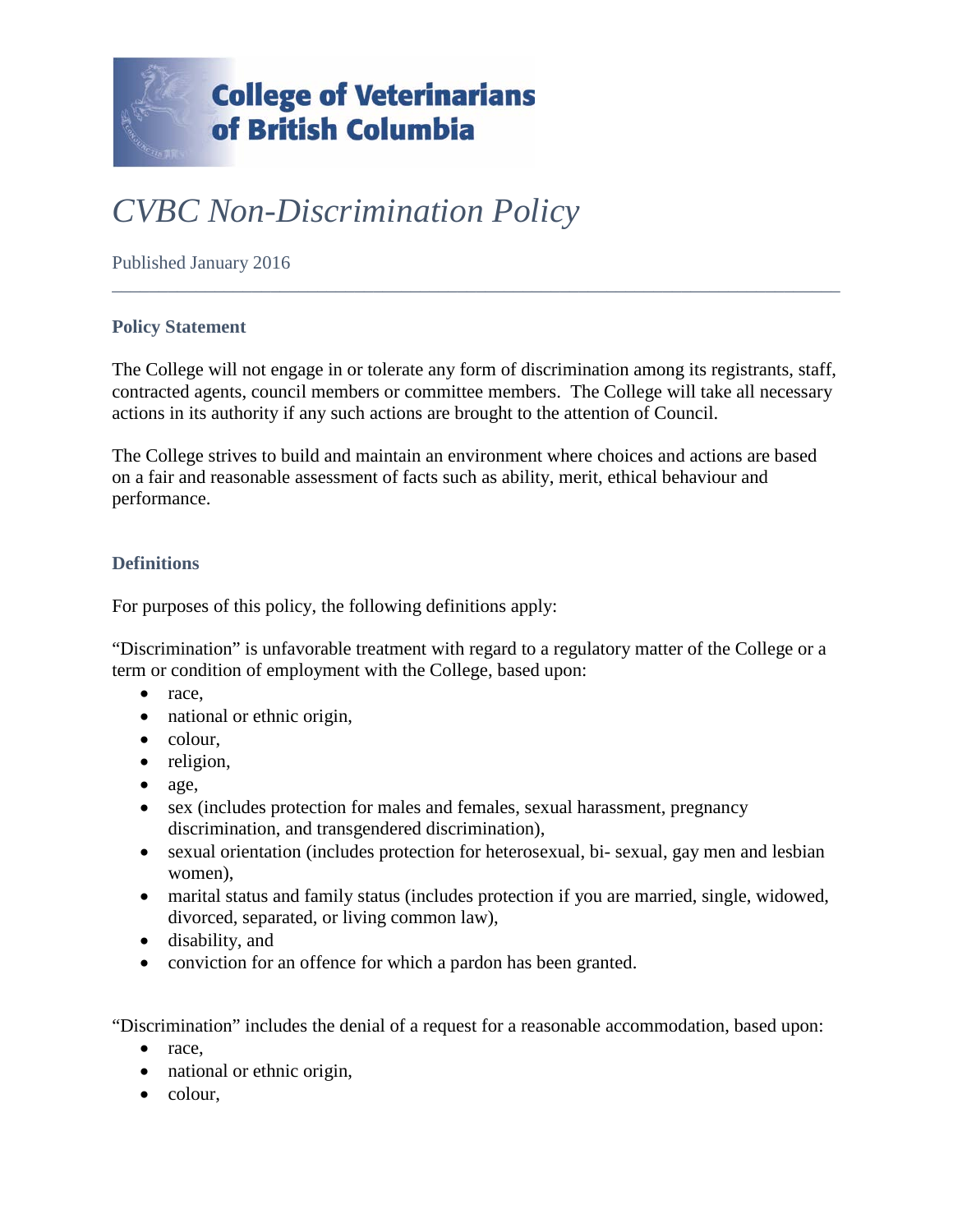**College of Veterinarians of British Columbia**

# *CVBC Non-Discrimination Policy*

Published January 2016

---

### Policy Statement

The College will not engage in or tolerate any form of discrimination among its registrants, staff, contracted agents, council members or committee members. The College will take all necessary actions in its authority if any such actions are brought to the attention of Council.

The College strives to build and maintain an environment where choices and actions are based on a fair and reasonable assessment of facts such as ability, merit, ethical behaviour and performance.

### Definitions

For purposes of this policy, the following definitions apply:

"Discrimination" is unfavorable treatment with regard to a regulatory matter of the College or a term or condition of employment with the College, based upon:

- race,
- national or ethnic origin,
- colour,
- religion,
- age,
- sex (includes protection for males and females, sexual harassment, pregnancy discrimination, and transgendered discrimination),
- sexual orientation (includes protection for heterosexual, bi- sexual, gay men and lesbian women),
- marital status and family status (includes protection if you are married, single, widowed, divorced, separated, or living common law),
- disability, and
- conviction for an offence for which a pardon has been granted.

"Discrimination" includes the denial of a request for a reasonable accommodation, based upon:

- race,
- national or ethnic origin,
- colour,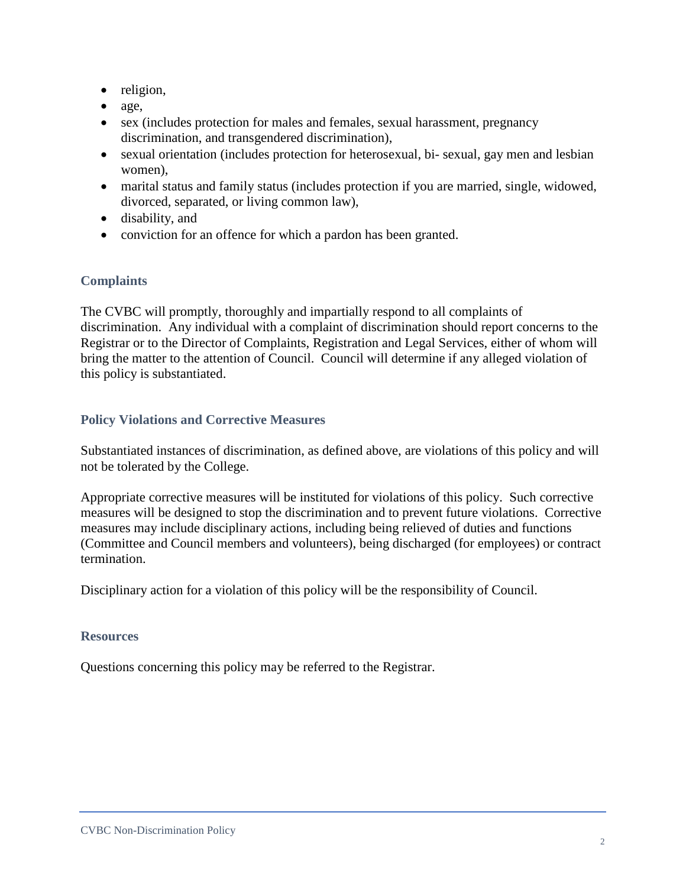- religion,
- age,
- sex (includes protection for males and females, sexual harassment, pregnancy discrimination, and transgendered discrimination),
- sexual orientation (includes protection for heterosexual, bi- sexual, gay men and lesbian women),
- marital status and family status (includes protection if you are married, single, widowed, divorced, separated, or living common law),
- disability, and
- conviction for an offence for which a pardon has been granted.

## Complaints

The CVBC will promptly, thoroughly and impartially respond to all complaints of discrimination. Any individual with a complaint of discrimination should report concerns to the Registrar or to the Director of Complaints, Registration and Legal Services, either of whom will bring the matter to the attention of Council. Council will determine if any alleged violation of this policy is substantiated.

## Policy Violations and Corrective Measures

Substantiated instances of discrimination, as defined above, are violations of this policy and will not be tolerated by the College.

Appropriate corrective measures will be instituted for violations of this policy. Such corrective measures will be designed to stop the discrimination and to prevent future violations. Corrective measures may include disciplinary actions, including being relieved of duties and functions (Committee and Council members and volunteers), being discharged (for employees) or contract termination.

Disciplinary action for a violation of this policy will be the responsibility of Council.

## Resources

Questions concerning this policy may be referred to the Registrar.